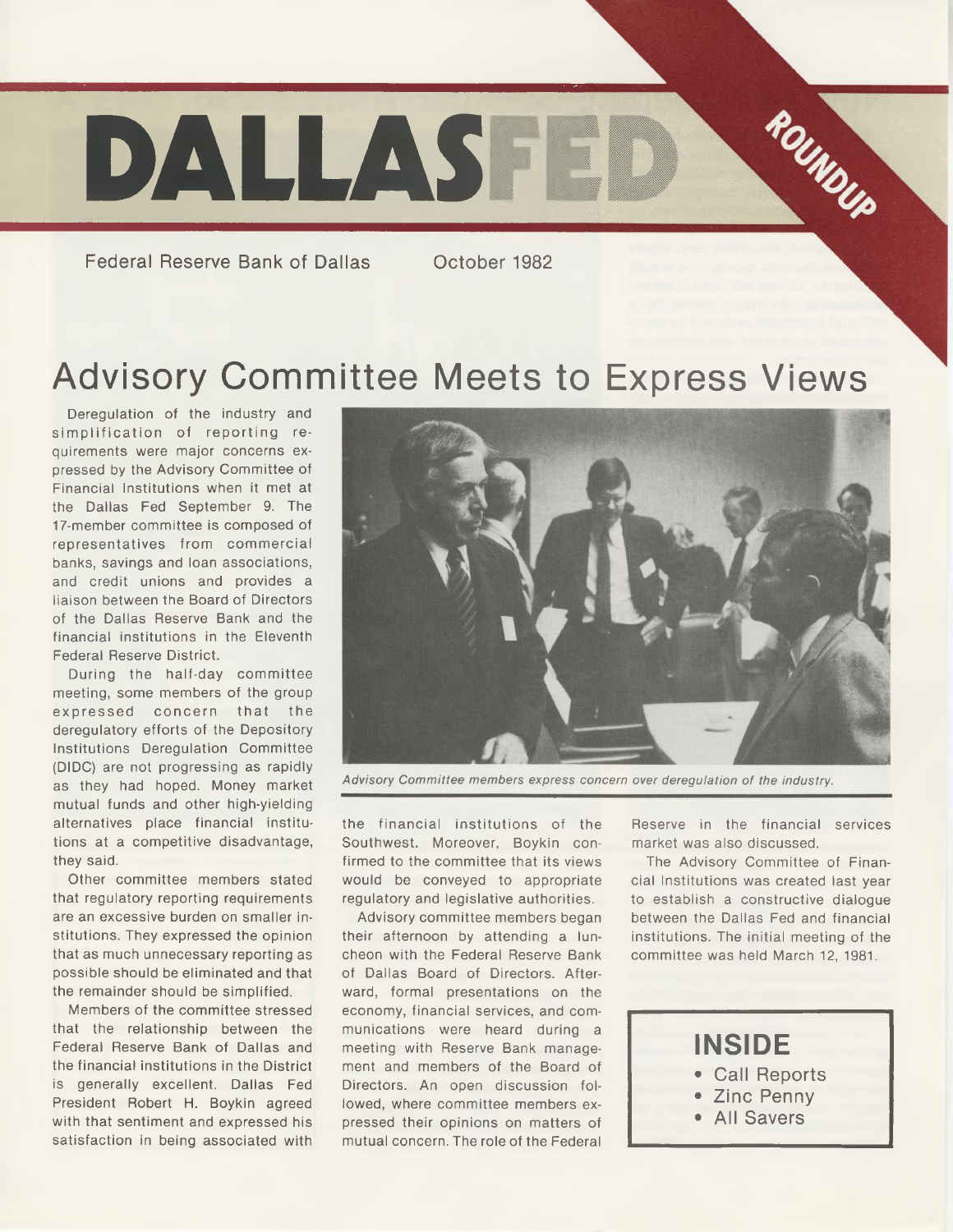# DALLASFED

**ROUNDUP**

Federal Reserve Bank of Dallas    October 1982

## Advisory Committee Meets to Express Views

Deregulation of the industry and simplification of reporting requirements were major concerns expressed by the Advisory Committee of Financial Institutions when it met at the Dallas Fed September 9. The 17-member committee is composed of representatives from commercial banks, savings and loan associations, and credit unions and provides a liaison between the Board of Directors of the Dallas Reserve Bank and the financial institutions in the Eleventh Federal Reserve District.

During the half-day committee meeting, some members of the group expressed concern that the deregulatory efforts of the Depository Institutions Deregulation Committee (DIDC) are not progressing as rapidly as they had hoped. Money market mutual funds and other high-yielding alternatives place financial institutions at a competitive disadvantage, they said.

Other committee members stated that regulatory reporting requirements are an excessive burden on smaller institutions. They expressed the opinion that as much unnecessary reporting as possible should be eliminated and that the remainder should be simplified.

Members of the committee stressed that the relationship between the Federal Reserve Bank of Dallas and the financial institutions in the District is generally excellent. Dallas Fed President Robert H. Boykin agreed with that sentiment and expressed his satisfaction in being associated with the financial institutions of the Southwest. Moreover, Boykin confirmed to the committee that its views would be conveyed to appropriate regulatory and legislative authorities.

*Advisory Committee members express concern over deregulation of the industry.*

Advisory committee members began their afternoon by attending a luncheon with the Federal Reserve Bank of Dallas Board of Directors. Afterward, formal presentations on the economy, financial services, and communications were heard during a meeting with Reserve Bank management and members of the Board of Directors. An open discussion followed, where committee members expressed their opinions on matters of mutual concern. The role of the Federal Reserve in the financial services market was also discussed.

The Advisory Committee of Financial Institutions was created last year to establish a constructive dialogue between the Dallas Fed and financial institutions. The initial meeting of the committee was held March 12, 1981.

**INSIDE**

- Call Reports
- Zinc Penny
- All Savers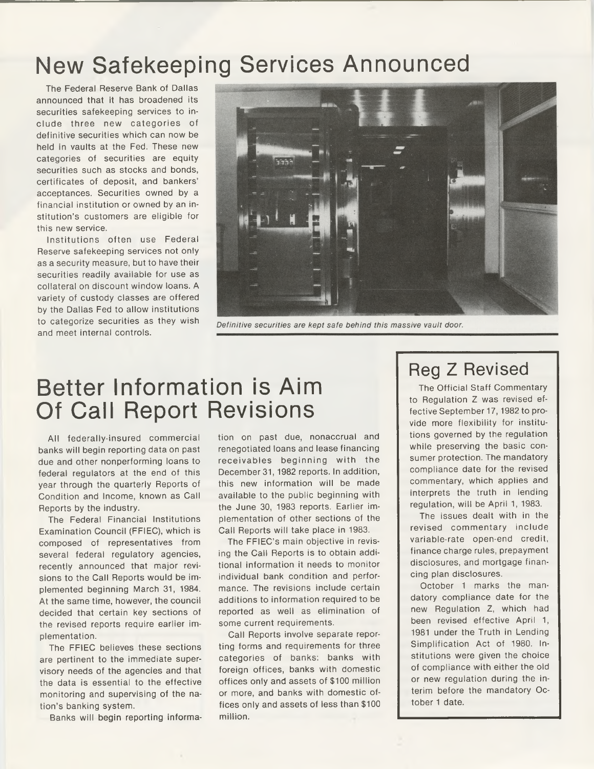# New Safekeeping Services Announced

The Federal Reserve Bank of Dallas announced that it has broadened its securities safekeeping services to include three new categories of definitive securities which can now be held in vaults at the Fed. These new categories of securities are equity securities such as stocks and bonds, certificates of deposit, and bankers' acceptances. Securities owned by a financial institution or owned by an institution's customers are eligible for this new service.

Institutions often use Federal Reserve safekeeping services not only as a security measure, but to have their securities readily available for use as collateral on discount window loans. A variety of custody classes are offered by the Dallas Fed to allow institutions to categorize securities as they wish and meet internal controls.

*Definitive securities are kept safe behind this massive vault door.*

# Better Information is Aim Of Call Report Revisions

All federally-insured commercial banks will begin reporting data on past due and other nonperforming loans to federal regulators at the end of this year through the quarterly Reports of Condition and Income, known as Call Reports by the industry.

The Federal Financial Institutions Examination Council (FFIEC), which is composed of representatives from several federal regulatory agencies, recently announced that major revisions to the Call Reports would be implemented beginning March 31, 1984. At the same time, however, the council decided that certain key sections of the revised reports require earlier implementation.

The FFIEC believes these sections are pertinent to the immediate supervisory needs of the agencies and that the data is essential to the effective monitoring and supervising of the nation's banking system.

Banks will begin reporting information on past due, nonaccrual and renegotiated loans and lease financing receivables beginning with the December 31, 1982 reports. In addition, this new information will be made available to the public beginning with the June 30, 1983 reports. Earlier implementation of other sections of the Call Reports will take place in 1983.

The FFIEC's main objective in revising the Call Reports is to obtain additional information it needs to monitor individual bank condition and performance. The revisions include certain additions to information required to be reported as well as elimination of some current requirements.

Call Reports involve separate reporting forms and requirements for three categories of banks: banks with foreign offices, banks with domestic offices only and assets of $100 million or more, and banks with domestic offices only and assets of less than $100 million.

## Reg Z Revised

The Official Staff Commentary to Regulation Z was revised effective September 17, 1982 to provide more flexibility for institutions governed by the regulation while preserving the basic consumer protection. The mandatory compliance date for the revised commentary, which applies and interprets the truth in lending regulation, will be April 1, 1983.

The issues dealt with in the revised commentary include variable-rate open-end credit, finance charge rules, prepayment disclosures, and mortgage financing plan disclosures.

October 1 marks the mandatory compliance date for the new Regulation Z, which had been revised effective April 1, 1981 under the Truth in Lending Simplification Act of 1980. Institutions were given the choice of compliance with either the old or new regulation during the interim before the mandatory October 1 date.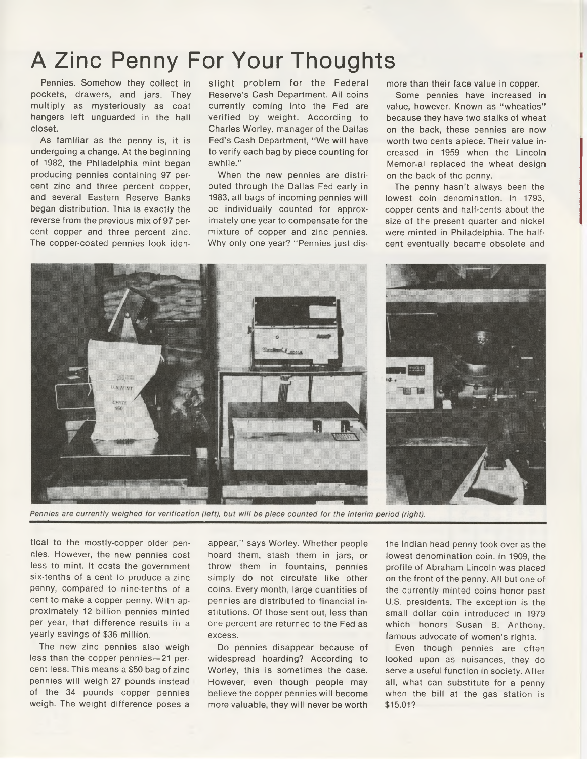# A Zinc Penny For Your Thoughts

Pennies. Somehow they collect in pockets, drawers, and jars. They multiply as mysteriously as coat hangers left unguarded in the hall closet.

As familiar as the penny is, it is undergoing a change. At the beginning of 1982, the Philadelphia mint began producing pennies containing 97 percent zinc and three percent copper, and several Eastern Reserve Banks began distribution. This is exactly the reverse from the previous mix of 97 percent copper and three percent zinc. The copper-coated pennies look identical to the mostly-copper older pennies. However, the new pennies cost less to mint. It costs the government six-tenths of a cent to produce a zinc penny, compared to nine-tenths of a cent to make a copper penny. With approximately 12 billion pennies minted per year, that difference results in a yearly savings of $36 million.

The new zinc pennies also weigh less than the copper pennies—21 percent less. This means a $50 bag of zinc pennies will weigh 27 pounds instead of the 34 pounds copper pennies weigh. The weight difference poses a slight problem for the Federal Reserve's Cash Department. All coins currently coming into the Fed are verified by weight. According to Charles Worley, manager of the Dallas Fed's Cash Department, "We will have to verify each bag by piece counting for awhile."

When the new pennies are distributed through the Dallas Fed early in 1983, all bags of incoming pennies will be individually counted for approximately one year to compensate for the mixture of copper and zinc pennies. Why only one year? "Pennies just disappear," says Worley. Whether people hoard them, stash them in jars, or throw them in fountains, pennies simply do not circulate like other coins. Every month, large quantities of pennies are distributed to financial institutions. Of those sent out, less than one percent are returned to the Fed as excess.

Do pennies disappear because of widespread hoarding? According to Worley, this is sometimes the case. However, even though people may believe the copper pennies will become more valuable, they will never be worth more than their face value in copper.

Some pennies have increased in value, however. Known as "wheaties" because they have two stalks of wheat on the back, these pennies are now worth two cents apiece. Their value increased in 1959 when the Lincoln Memorial replaced the wheat design on the back of the penny.

The penny hasn't always been the lowest coin denomination. In 1793, copper cents and half-cents about the size of the present quarter and nickel were minted in Philadelphia. The half-cent eventually became obsolete and the Indian head penny took over as the lowest denomination coin. In 1909, the profile of Abraham Lincoln was placed on the front of the penny. All but one of the currently minted coins honor past U.S. presidents. The exception is the small dollar coin introduced in 1979 which honors Susan B. Anthony, famous advocate of women's rights.

Even though pennies are often looked upon as nuisances, they do serve a useful function in society. After all, what can substitute for a penny when the bill at the gas station is $15.01?

*Pennies are currently weighed for verification (left), but will be piece counted for the interim period (right).*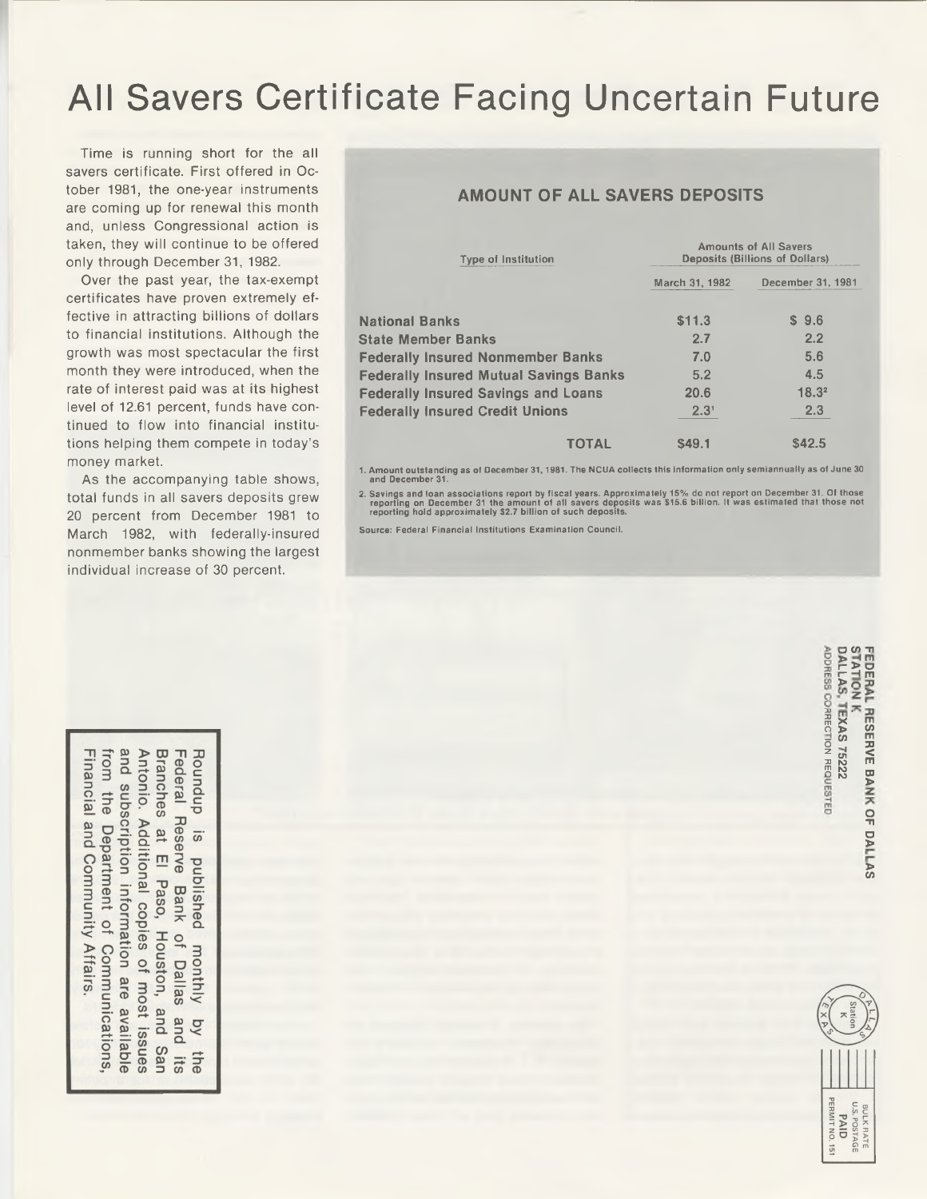# All Savers Certificate Facing Uncertain Future

Time is running short for the all savers certificate. First offered in October 1981, the one-year instruments are coming up for renewal this month and, unless Congressional action is taken, they will continue to be offered only through December 31, 1982.

Over the past year, the tax-exempt certificates have proven extremely effective in attracting billions of dollars to financial institutions. Although the growth was most spectacular the first month they were introduced, when the rate of interest paid was at its highest level of 12.61 percent, funds have continued to flow into financial institutions helping them compete in today's money market.

As the accompanying table shows, total funds in all savers deposits grew 20 percent from December 1981 to March 1982, with federally-insured nonmember banks showing the largest individual increase of 30 percent.

## AMOUNT OF ALL SAVERS DEPOSITS

| Type of Institution | Amounts of All Savers Deposits (Billions of Dollars) | |
|---|---|---|
| | March 31, 1982 | December 31, 1981 |
| **National Banks** | $11.3 | $ 9.6 |
| **State Member Banks** | 2.7 | 2.2 |
| **Federally Insured Nonmember Banks** | 7.0 | 5.6 |
| **Federally Insured Mutual Savings Banks** | 5.2 | 4.5 |
| **Federally Insured Savings and Loans** | 20.6 | 18.3[2] |
| **Federally Insured Credit Unions** | 2.3[1] | 2.3 |
| **TOTAL** | $49.1 | $42.5 |

1. Amount outstanding as of December 31, 1981. The NCUA collects this information only semiannually as of June 30 and December 31.

2. Savings and loan associations report by fiscal years. Approximately 15% do not report on December 31. Of those reporting on December 31 the amount of all savers deposits was $15.6 billion. It was estimated that those not reporting hold approximately $2.7 billion of such deposits.

Source: Federal Financial Institutions Examination Council.

Roundup is published monthly by the Federal Reserve Bank of Dallas and its Branches at El Paso, Houston, and San Antonio. Additional copies of most issues and subscription information are available from the Department of Communications, Financial and Community Affairs.

FEDERAL RESERVE BANK OF DALLAS
STATION K
DALLAS, TEXAS 75222
ADDRESS CORRECTION REQUESTED

BULK RATE
U.S. POSTAGE
PAID
PERMIT NO. 151